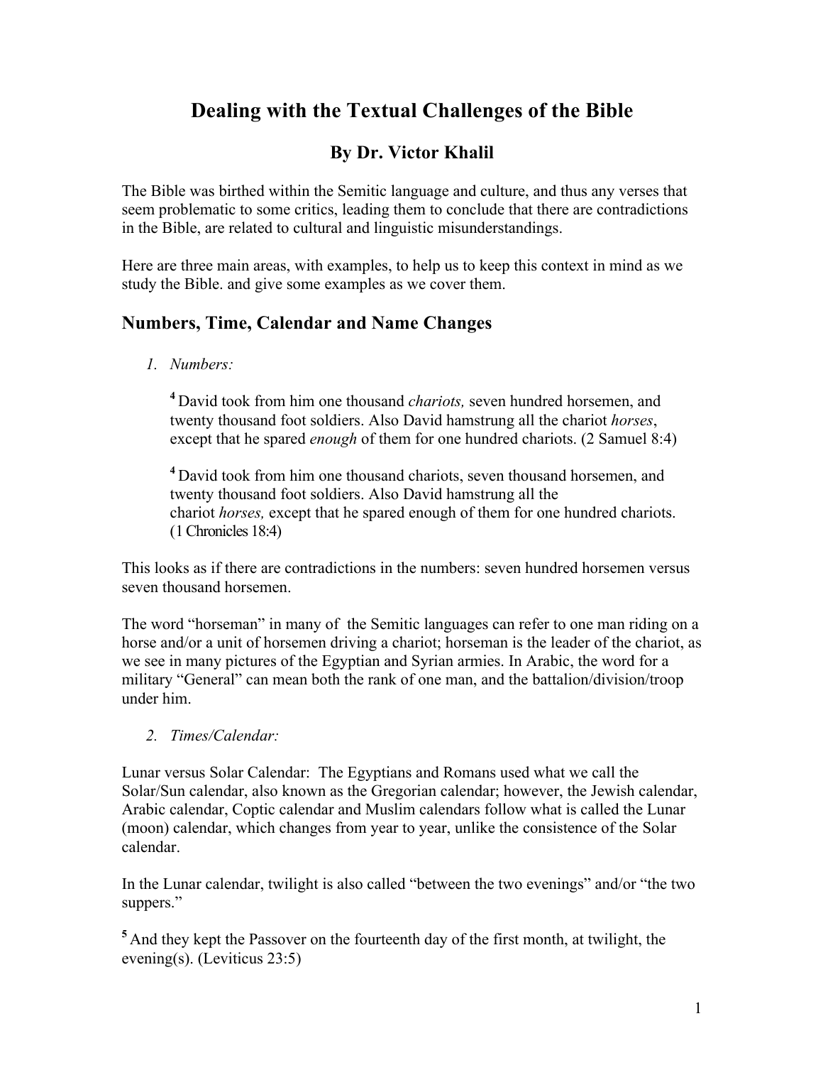# Dealing with the Textual Challenges of the Bible

## By Dr. Victor Khalil

The Bible was birthed within the Semitic language and culture, and thus any verses that seem problematic to some critics, leading them to conclude that there are contradictions in the Bible, are related to cultural and linguistic misunderstandings.

Here are three main areas, with examples, to help us to keep this context in mind as we study the Bible. and give some examples as we cover them.

## Numbers, Time, Calendar and Name Changes

1. *Numbers:*

   **4** David took from him one thousand *chariots,* seven hundred horsemen, and twenty thousand foot soldiers. Also David hamstrung all the chariot *horses*, except that he spared *enough* of them for one hundred chariots. (2 Samuel 8:4)

   **4** David took from him one thousand chariots, seven thousand horsemen, and twenty thousand foot soldiers. Also David hamstrung all the chariot *horses,* except that he spared enough of them for one hundred chariots. (1 Chronicles 18:4)

This looks as if there are contradictions in the numbers: seven hundred horsemen versus seven thousand horsemen.

The word "horseman" in many of the Semitic languages can refer to one man riding on a horse and/or a unit of horsemen driving a chariot; horseman is the leader of the chariot, as we see in many pictures of the Egyptian and Syrian armies. In Arabic, the word for a military "General" can mean both the rank of one man, and the battalion/division/troop under him.

2. *Times/Calendar:*

Lunar versus Solar Calendar: The Egyptians and Romans used what we call the Solar/Sun calendar, also known as the Gregorian calendar; however, the Jewish calendar, Arabic calendar, Coptic calendar and Muslim calendars follow what is called the Lunar (moon) calendar, which changes from year to year, unlike the consistence of the Solar calendar.

In the Lunar calendar, twilight is also called "between the two evenings" and/or "the two suppers."

**5** And they kept the Passover on the fourteenth day of the first month, at twilight, the evening(s). (Leviticus 23:5)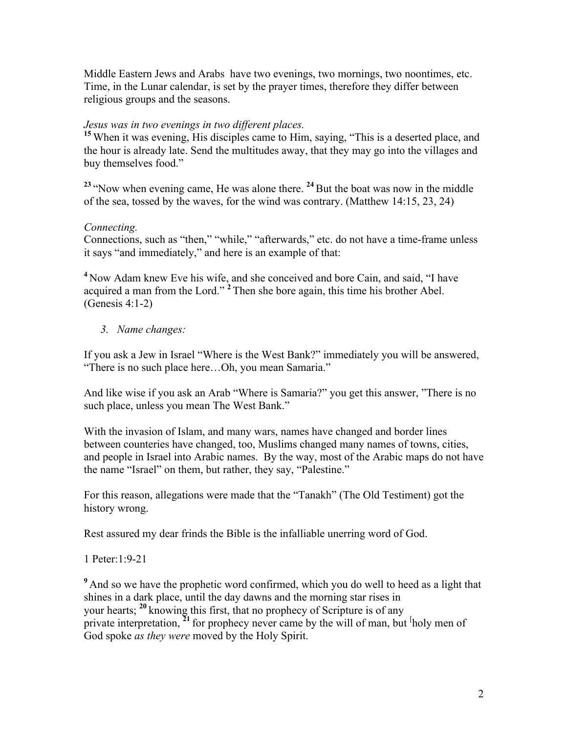Middle Eastern Jews and Arabs  have two evenings, two mornings, two noontimes, etc. Time, in the Lunar calendar, is set by the prayer times, therefore they differ between religious groups and the seasons.

*Jesus was in two evenings in two different places.*
**15** When it was evening, His disciples came to Him, saying, "This is a deserted place, and the hour is already late. Send the multitudes away, that they may go into the villages and buy themselves food."

**23** "Now when evening came, He was alone there. **24** But the boat was now in the middle of the sea, tossed by the waves, for the wind was contrary. (Matthew 14:15, 23, 24)

*Connecting.*
Connections, such as "then," "while," "afterwards," etc. do not have a time-frame unless it says "and immediately," and here is an example of that:

**4** Now Adam knew Eve his wife, and she conceived and bore Cain, and said, "I have acquired a man from the Lord." **2** Then she bore again, this time his brother Abel. (Genesis 4:1-2)

3. *Name changes:*

If you ask a Jew in Israel "Where is the West Bank?" immediately you will be answered, "There is no such place here…Oh, you mean Samaria."

And like wise if you ask an Arab "Where is Samaria?" you get this answer, "There is no such place, unless you mean The West Bank."

With the invasion of Islam, and many wars, names have changed and border lines between counteries have changed, too, Muslims changed many names of towns, cities, and people in Israel into Arabic names.  By the way, most of the Arabic maps do not have the name "Israel" on them, but rather, they say, "Palestine."

For this reason, allegations were made that the "Tanakh" (The Old Testiment) got the history wrong.

Rest assured my dear frinds the Bible is the infalliable unerring word of God.

1 Peter:1:9-21

**9** And so we have the prophetic word confirmed, which you do well to heed as a light that shines in a dark place, until the day dawns and the morning star rises in your hearts; **20** knowing this first, that no prophecy of Scripture is of any private interpretation, **21** for prophecy never came by the will of man, but [holy men of God spoke *as they were* moved by the Holy Spirit.